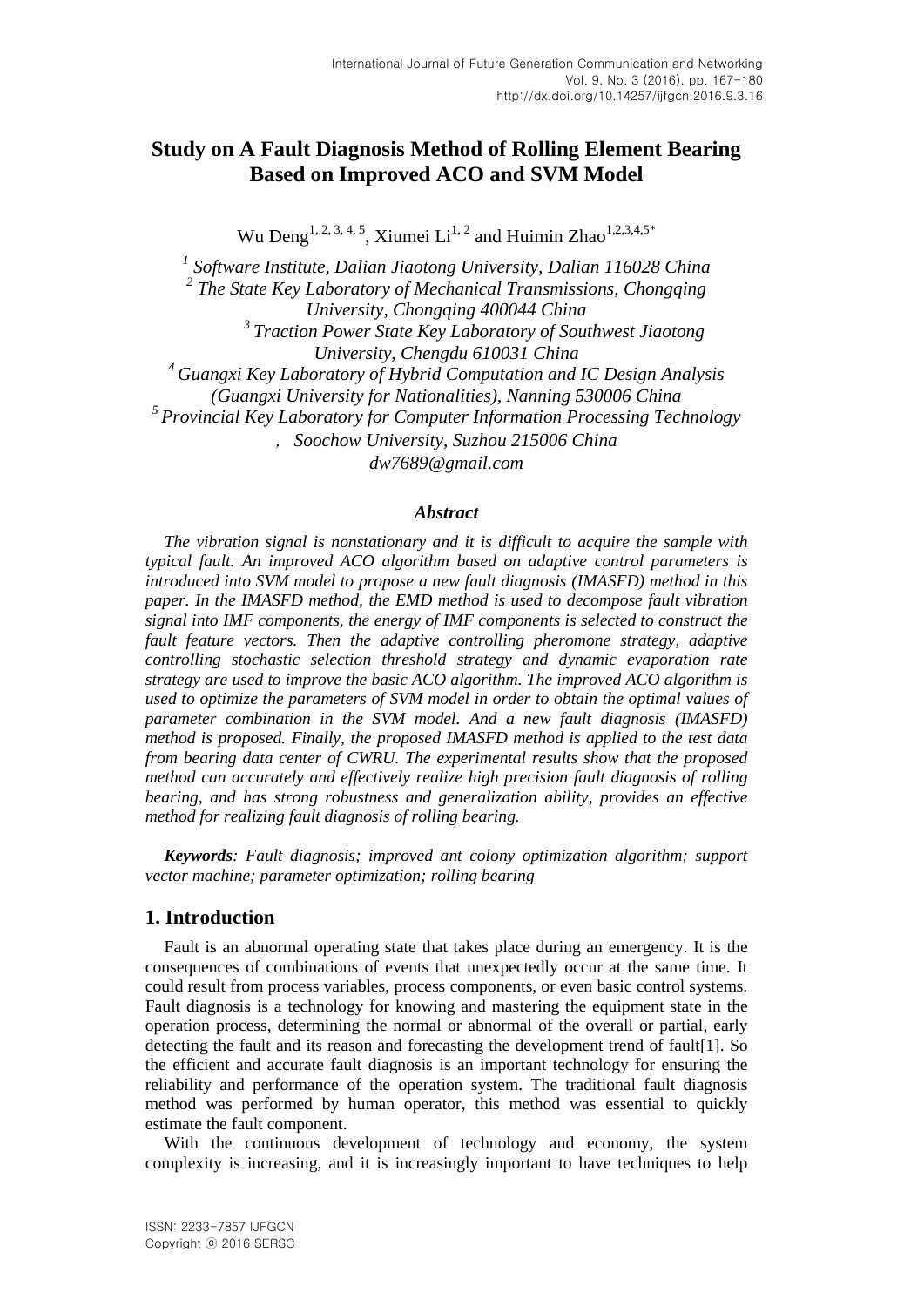# Study on A Fault Diagnosis Method of Rolling Element Bearing Based on Improved ACO and SVM Model

Wu Deng[1, 2, 3, 4, 5], Xiumei Li[1, 2] and Huimin Zhao[1,2,3,4,5*]

*[1] Software Institute, Dalian Jiaotong University, Dalian 116028 China*
*[2] The State Key Laboratory of Mechanical Transmissions, Chongqing University, Chongqing 400044 China*
*[3] Traction Power State Key Laboratory of Southwest Jiaotong University, Chengdu 610031 China*
*[4] Guangxi Key Laboratory of Hybrid Computation and IC Design Analysis (Guangxi University for Nationalities), Nanning 530006 China*
*[5] Provincial Key Laboratory for Computer Information Processing Technology，Soochow University, Suzhou 215006 China*
*dw7689@gmail.com*

### *Abstract*

*The vibration signal is nonstationary and it is difficult to acquire the sample with typical fault. An improved ACO algorithm based on adaptive control parameters is introduced into SVM model to propose a new fault diagnosis (IMASFD) method in this paper. In the IMASFD method, the EMD method is used to decompose fault vibration signal into IMF components, the energy of IMF components is selected to construct the fault feature vectors. Then the adaptive controlling pheromone strategy, adaptive controlling stochastic selection threshold strategy and dynamic evaporation rate strategy are used to improve the basic ACO algorithm. The improved ACO algorithm is used to optimize the parameters of SVM model in order to obtain the optimal values of parameter combination in the SVM model. And a new fault diagnosis (IMASFD) method is proposed. Finally, the proposed IMASFD method is applied to the test data from bearing data center of CWRU. The experimental results show that the proposed method can accurately and effectively realize high precision fault diagnosis of rolling bearing, and has strong robustness and generalization ability, provides an effective method for realizing fault diagnosis of rolling bearing.*

***Keywords****: Fault diagnosis; improved ant colony optimization algorithm; support vector machine; parameter optimization; rolling bearing*

## 1. Introduction

Fault is an abnormal operating state that takes place during an emergency. It is the consequences of combinations of events that unexpectedly occur at the same time. It could result from process variables, process components, or even basic control systems. Fault diagnosis is a technology for knowing and mastering the equipment state in the operation process, determining the normal or abnormal of the overall or partial, early detecting the fault and its reason and forecasting the development trend of fault[1]. So the efficient and accurate fault diagnosis is an important technology for ensuring the reliability and performance of the operation system. The traditional fault diagnosis method was performed by human operator, this method was essential to quickly estimate the fault component.

With the continuous development of technology and economy, the system complexity is increasing, and it is increasingly important to have techniques to help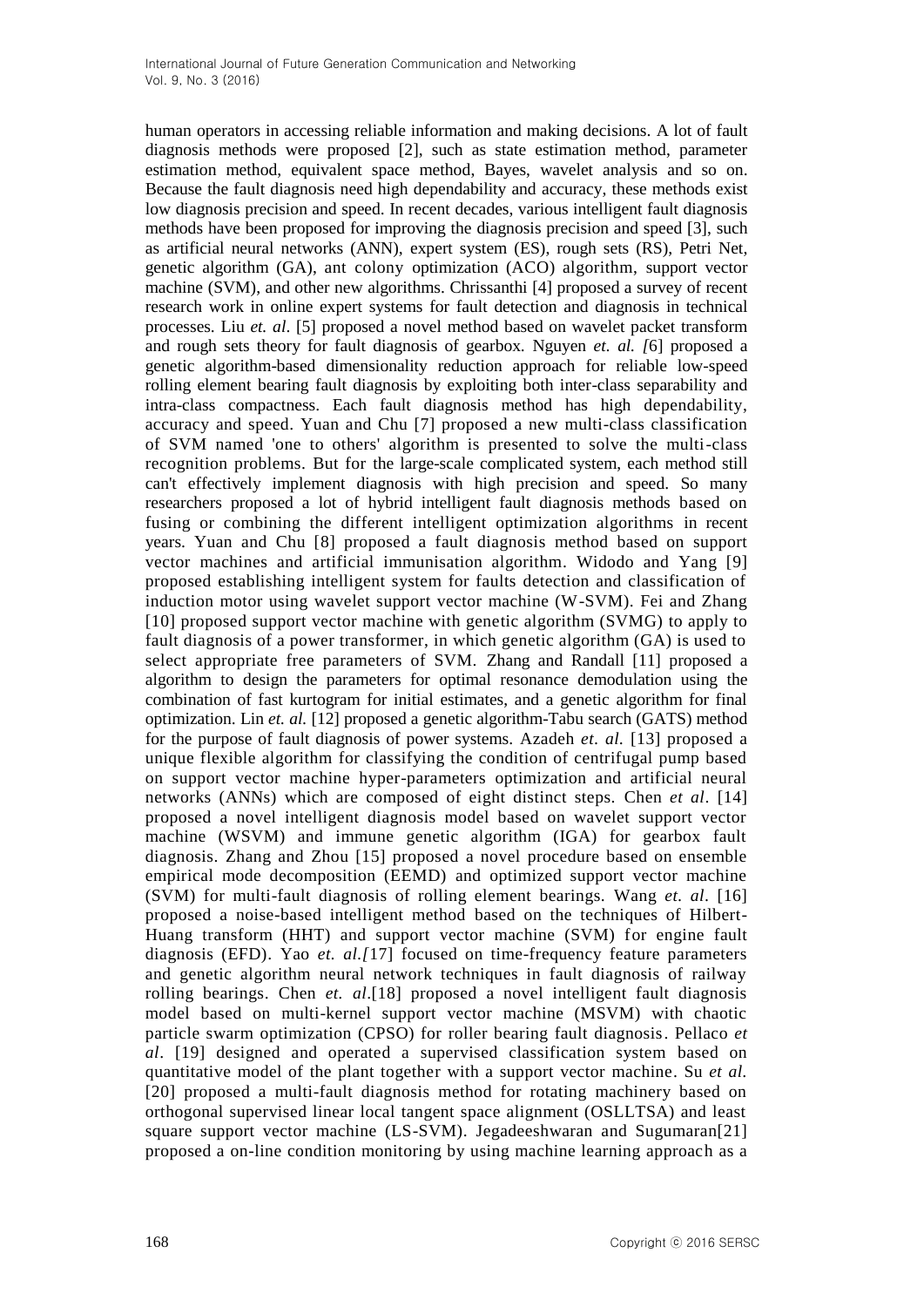human operators in accessing reliable information and making decisions. A lot of fault diagnosis methods were proposed [2], such as state estimation method, parameter estimation method, equivalent space method, Bayes, wavelet analysis and so on. Because the fault diagnosis need high dependability and accuracy, these methods exist low diagnosis precision and speed. In recent decades, various intelligent fault diagnosis methods have been proposed for improving the diagnosis precision and speed [3], such as artificial neural networks (ANN), expert system (ES), rough sets (RS), Petri Net, genetic algorithm (GA), ant colony optimization (ACO) algorithm, support vector machine (SVM), and other new algorithms. Chrissanthi [4] proposed a survey of recent research work in online expert systems for fault detection and diagnosis in technical processes. Liu *et. al*. [5] proposed a novel method based on wavelet packet transform and rough sets theory for fault diagnosis of gearbox. Nguyen *et. al. [*6] proposed a genetic algorithm-based dimensionality reduction approach for reliable low-speed rolling element bearing fault diagnosis by exploiting both inter-class separability and intra-class compactness. Each fault diagnosis method has high dependability, accuracy and speed. Yuan and Chu [7] proposed a new multi-class classification of SVM named 'one to others' algorithm is presented to solve the multi-class recognition problems. But for the large-scale complicated system, each method still can't effectively implement diagnosis with high precision and speed. So many researchers proposed a lot of hybrid intelligent fault diagnosis methods based on fusing or combining the different intelligent optimization algorithms in recent years. Yuan and Chu [8] proposed a fault diagnosis method based on support vector machines and artificial immunisation algorithm. Widodo and Yang [9] proposed establishing intelligent system for faults detection and classification of induction motor using wavelet support vector machine (W-SVM). Fei and Zhang [10] proposed support vector machine with genetic algorithm (SVMG) to apply to fault diagnosis of a power transformer, in which genetic algorithm (GA) is used to select appropriate free parameters of SVM. Zhang and Randall [11] proposed a algorithm to design the parameters for optimal resonance demodulation using the combination of fast kurtogram for initial estimates, and a genetic algorithm for final optimization. Lin *et. al.* [12] proposed a genetic algorithm-Tabu search (GATS) method for the purpose of fault diagnosis of power systems. Azadeh *et*. *al*. [13] proposed a unique flexible algorithm for classifying the condition of centrifugal pump based on support vector machine hyper-parameters optimization and artificial neural networks (ANNs) which are composed of eight distinct steps. Chen *et al*. [14] proposed a novel intelligent diagnosis model based on wavelet support vector machine (WSVM) and immune genetic algorithm (IGA) for gearbox fault diagnosis. Zhang and Zhou [15] proposed a novel procedure based on ensemble empirical mode decomposition (EEMD) and optimized support vector machine (SVM) for multi-fault diagnosis of rolling element bearings. Wang *et. al*. [16] proposed a noise-based intelligent method based on the techniques of Hilbert-Huang transform (HHT) and support vector machine (SVM) for engine fault diagnosis (EFD). Yao *et. al.[*17] focused on time-frequency feature parameters and genetic algorithm neural network techniques in fault diagnosis of railway rolling bearings. Chen *et. al*.[18] proposed a novel intelligent fault diagnosis model based on multi-kernel support vector machine (MSVM) with chaotic particle swarm optimization (CPSO) for roller bearing fault diagnosis. Pellaco *et al*. [19] designed and operated a supervised classification system based on quantitative model of the plant together with a support vector machine. Su *et al.* [20] proposed a multi-fault diagnosis method for rotating machinery based on orthogonal supervised linear local tangent space alignment (OSLLTSA) and least square support vector machine (LS-SVM). Jegadeeshwaran and Sugumaran[21] proposed a on-line condition monitoring by using machine learning approach as a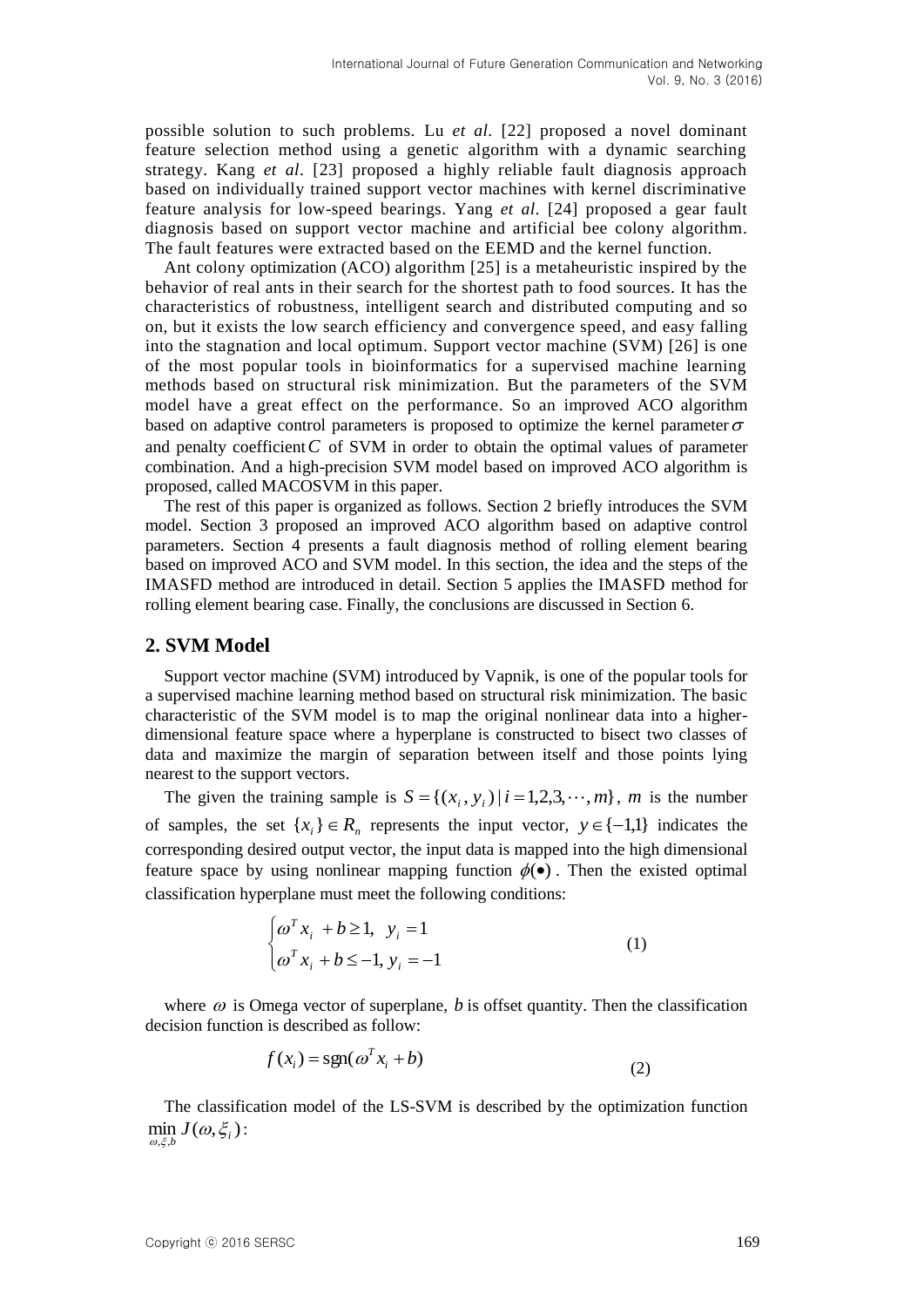possible solution to such problems. Lu *et al*. [22] proposed a novel dominant feature selection method using a genetic algorithm with a dynamic searching strategy. Kang *et al*. [23] proposed a highly reliable fault diagnosis approach based on individually trained support vector machines with kernel discriminative feature analysis for low-speed bearings. Yang *et al*. [24] proposed a gear fault diagnosis based on support vector machine and artificial bee colony algorithm. The fault features were extracted based on the EEMD and the kernel function.

Ant colony optimization (ACO) algorithm [25] is a metaheuristic inspired by the behavior of real ants in their search for the shortest path to food sources. It has the characteristics of robustness, intelligent search and distributed computing and so on, but it exists the low search efficiency and convergence speed, and easy falling into the stagnation and local optimum. Support vector machine (SVM) [26] is one of the most popular tools in bioinformatics for a supervised machine learning methods based on structural risk minimization. But the parameters of the SVM model have a great effect on the performance. So an improved ACO algorithm based on adaptive control parameters is proposed to optimize the kernel parameter $\sigma$ and penalty coefficient $C$ of SVM in order to obtain the optimal values of parameter combination. And a high-precision SVM model based on improved ACO algorithm is proposed, called MACOSVM in this paper.

The rest of this paper is organized as follows. Section 2 briefly introduces the SVM model. Section 3 proposed an improved ACO algorithm based on adaptive control parameters. Section 4 presents a fault diagnosis method of rolling element bearing based on improved ACO and SVM model. In this section, the idea and the steps of the IMASFD method are introduced in detail. Section 5 applies the IMASFD method for rolling element bearing case. Finally, the conclusions are discussed in Section 6.

## 2. SVM Model

Support vector machine (SVM) introduced by Vapnik, is one of the popular tools for a supervised machine learning method based on structural risk minimization. The basic characteristic of the SVM model is to map the original nonlinear data into a higher-dimensional feature space where a hyperplane is constructed to bisect two classes of data and maximize the margin of separation between itself and those points lying nearest to the support vectors.

The given the training sample is $S = \{(x_i, y_i) \mid i = 1,2,3,\cdots,m\}$, $m$ is the number of samples, the set $\{x_i\} \in R_n$ represents the input vector, $y \in \{-1,1\}$ indicates the corresponding desired output vector, the input data is mapped into the high dimensional feature space by using nonlinear mapping function $\phi(\bullet)$. Then the existed optimal classification hyperplane must meet the following conditions:

$$\begin{cases} \omega^T x_i + b \geq 1, & y_i = 1 \\ \omega^T x_i + b \leq -1, & y_i = -1 \end{cases} \tag{1}$$

where $\omega$ is Omega vector of superplane, $b$ is offset quantity. Then the classification decision function is described as follow:

$$f(x_i) = \operatorname{sgn}(\omega^T x_i + b) \tag{2}$$

The classification model of the LS-SVM is described by the optimization function $\min_{\omega,\xi,b} J(\omega, \xi_i)$: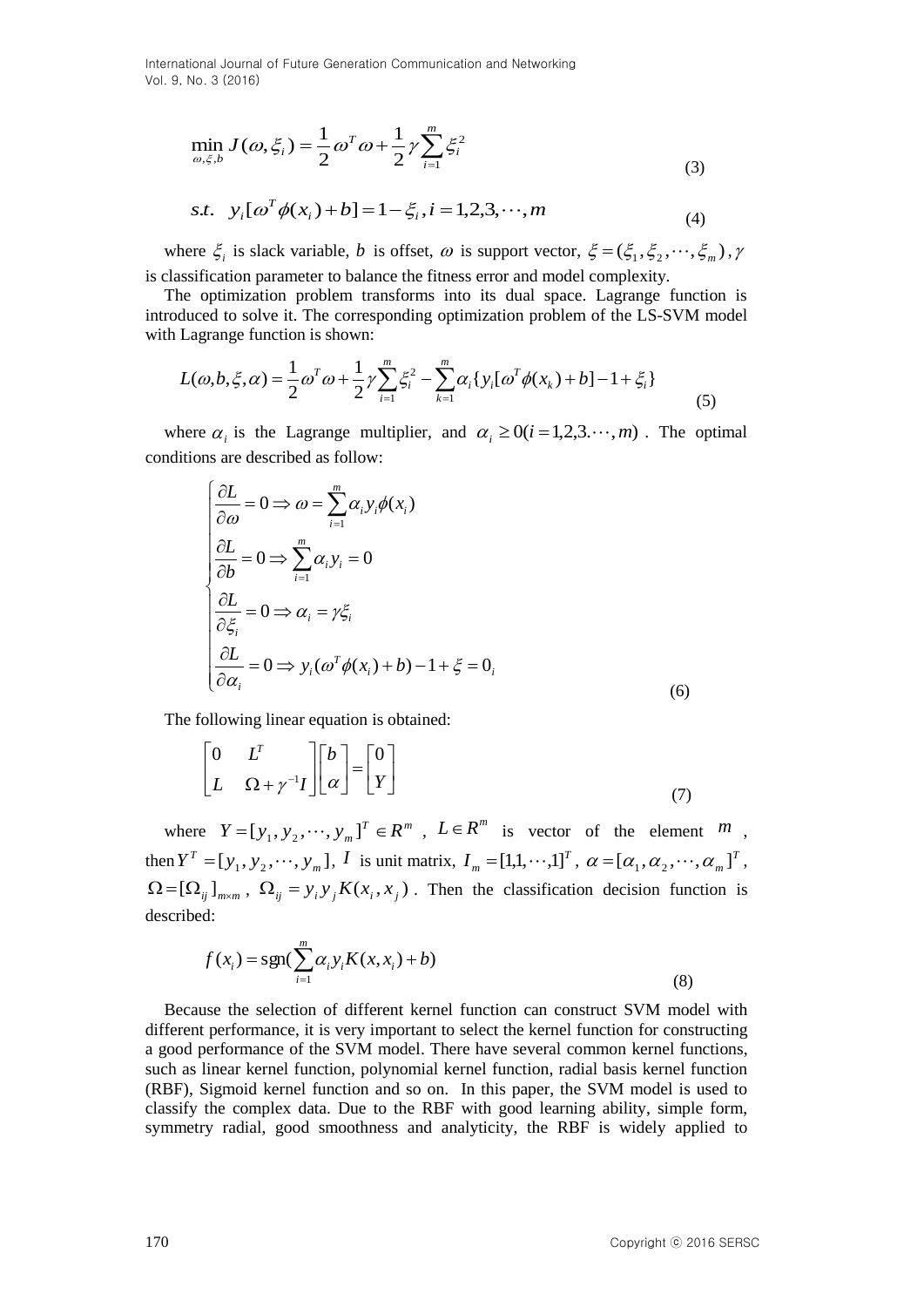$$\min_{\omega,\xi,b} J(\omega,\xi_i) = \frac{1}{2}\omega^T\omega + \frac{1}{2}\gamma\sum_{i=1}^{m}\xi_i^2 \tag{3}$$

$$s.t. \quad y_i[\omega^T\phi(x_i)+b] = 1-\xi_i, i = 1,2,3,\cdots,m \tag{4}$$

where $\xi_i$ is slack variable, $b$ is offset, $\omega$ is support vector, $\xi = (\xi_1,\xi_2,\cdots,\xi_m)$, $\gamma$ is classification parameter to balance the fitness error and model complexity.

The optimization problem transforms into its dual space. Lagrange function is introduced to solve it. The corresponding optimization problem of the LS-SVM model with Lagrange function is shown:

$$L(\omega,b,\xi,\alpha) = \frac{1}{2}\omega^T\omega + \frac{1}{2}\gamma\sum_{i=1}^{m}\xi_i^2 - \sum_{k=1}^{m}\alpha_i\{y_i[\omega^T\phi(x_k)+b]-1+\xi_i\} \tag{5}$$

where $\alpha_i$ is the Lagrange multiplier, and $\alpha_i \geq 0 (i = 1,2,3.\cdots,m)$. The optimal conditions are described as follow:

$$\begin{cases} \dfrac{\partial L}{\partial \omega} = 0 \Rightarrow \omega = \sum_{i=1}^{m}\alpha_i y_i \phi(x_i) \\ \dfrac{\partial L}{\partial b} = 0 \Rightarrow \sum_{i=1}^{m}\alpha_i y_i = 0 \\ \dfrac{\partial L}{\partial \xi_i} = 0 \Rightarrow \alpha_i = \gamma\xi_i \\ \dfrac{\partial L}{\partial \alpha_i} = 0 \Rightarrow y_i(\omega^T\phi(x_i)+b)-1+\xi = 0_i \end{cases} \tag{6}$$

The following linear equation is obtained:

$$\begin{bmatrix} 0 & L^T \\ L & \Omega+\gamma^{-1}I \end{bmatrix} \begin{bmatrix} b \\ \alpha \end{bmatrix} = \begin{bmatrix} 0 \\ Y \end{bmatrix} \tag{7}$$

where $Y = [y_1, y_2, \cdots, y_m]^T \in R^m$, $L \in R^m$ is vector of the element $m$, then $Y^T = [y_1, y_2, \cdots, y_m]$, $I$ is unit matrix, $I_m = [1,1,\cdots,1]^T$, $\alpha = [\alpha_1, \alpha_2, \cdots, \alpha_m]^T$, $\Omega = [\Omega_{ij}]_{m\times m}$, $\Omega_{ij} = y_i y_j K(x_i, x_j)$. Then the classification decision function is described:

$$f(x_i) = \text{sgn}(\sum_{i=1}^{m}\alpha_i y_i K(x,x_i)+b) \tag{8}$$

Because the selection of different kernel function can construct SVM model with different performance, it is very important to select the kernel function for constructing a good performance of the SVM model. There have several common kernel functions, such as linear kernel function, polynomial kernel function, radial basis kernel function (RBF), Sigmoid kernel function and so on. In this paper, the SVM model is used to classify the complex data. Due to the RBF with good learning ability, simple form, symmetry radial, good smoothness and analyticity, the RBF is widely applied to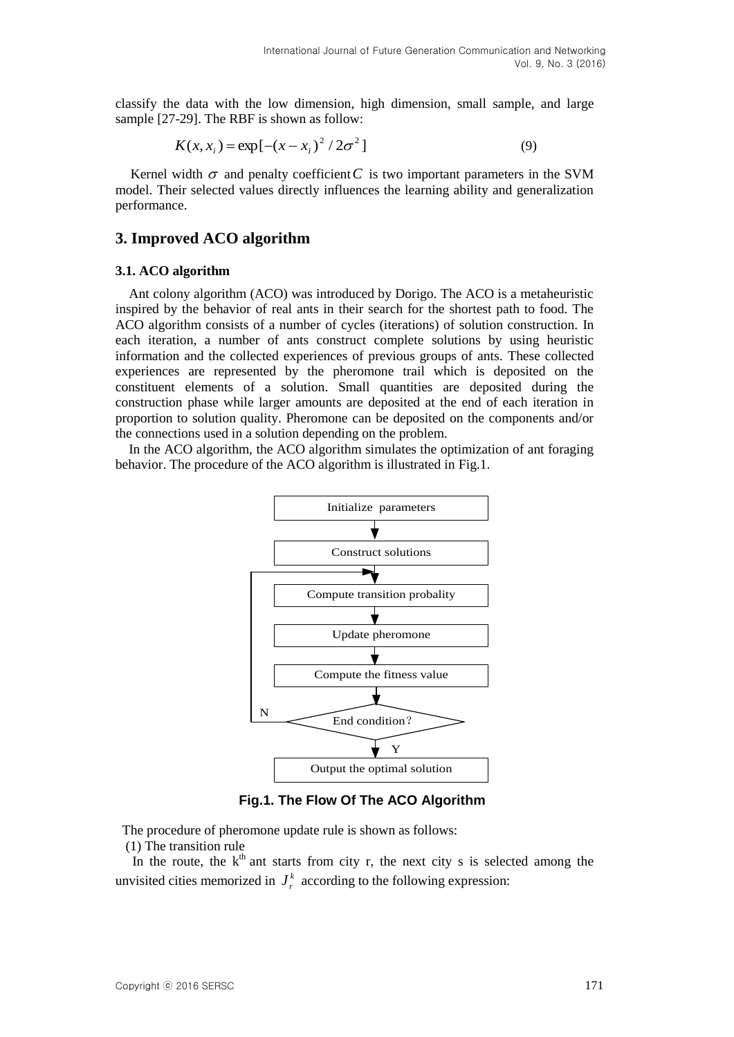classify the data with the low dimension, high dimension, small sample, and large sample [27-29]. The RBF is shown as follow:

$$K(x, x_i) = \exp[-(x - x_i)^2 / 2\sigma^2] \tag{9}$$

Kernel width $\sigma$ and penalty coefficient $C$ is two important parameters in the SVM model. Their selected values directly influences the learning ability and generalization performance.

## 3. Improved ACO algorithm

### 3.1. ACO algorithm

Ant colony algorithm (ACO) was introduced by Dorigo. The ACO is a metaheuristic inspired by the behavior of real ants in their search for the shortest path to food. The ACO algorithm consists of a number of cycles (iterations) of solution construction. In each iteration, a number of ants construct complete solutions by using heuristic information and the collected experiences of previous groups of ants. These collected experiences are represented by the pheromone trail which is deposited on the constituent elements of a solution. Small quantities are deposited during the construction phase while larger amounts are deposited at the end of each iteration in proportion to solution quality. Pheromone can be deposited on the components and/or the connections used in a solution depending on the problem.

In the ACO algorithm, the ACO algorithm simulates the optimization of ant foraging behavior. The procedure of the ACO algorithm is illustrated in Fig.1.

```
Initialize parameters
        ↓
Construct solutions
        ↓
  ┌──→  ↓
  │  Compute transition probality
  │     ↓
  │  Update pheromone
  │     ↓
  │  Compute the fitness value
  │     ↓
  └─N─ End condition?
        ↓ Y
Output the optimal solution
```

**Fig.1. The Flow Of The ACO Algorithm**

The procedure of pheromone update rule is shown as follows:

(1) The transition rule

In the route, the k[th] ant starts from city r, the next city s is selected among the unvisited cities memorized in $J_r^k$ according to the following expression: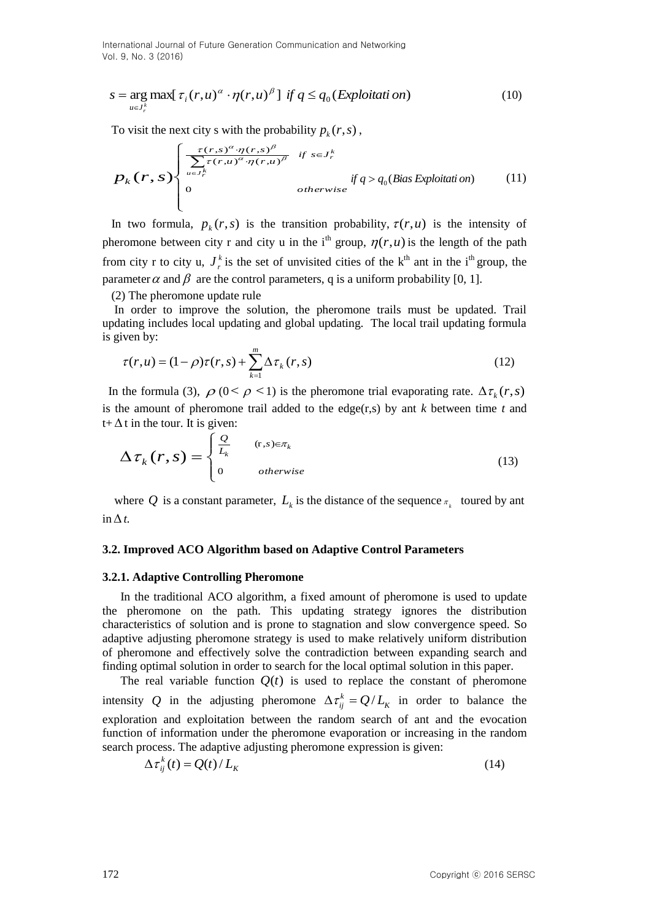$$s = \arg\max_{u \in J_r^k} [\tau_i(r,u)^{\alpha} \cdot \eta(r,u)^{\beta}] \;\; if\ q \leq q_0 (Exploitation) \tag{10}$$

To visit the next city s with the probability $p_k(r,s)$,

$$p_k(r,s) \begin{cases} \frac{\tau(r,s)^{\alpha} \cdot \eta(r,s)^{\beta}}{\sum_{u \in J_r^k} \tau(r,u)^{\alpha} \cdot \eta(r,u)^{\beta}} & if\ s \in J_r^k \\ 0 & otherwise \end{cases} \;\; if\ q > q_0 (Bias\ Exploitation) \tag{11}$$

In two formula, $p_k(r,s)$ is the transition probability, $\tau(r,u)$ is the intensity of pheromone between city r and city u in the i[th] group, $\eta(r,u)$ is the length of the path from city r to city u, $J_r^k$ is the set of unvisited cities of the k[th] ant in the i[th] group, the parameter $\alpha$ and $\beta$ are the control parameters, q is a uniform probability [0, 1].

(2) The pheromone update rule

In order to improve the solution, the pheromone trails must be updated. Trail updating includes local updating and global updating. The local trail updating formula is given by:

$$\tau(r,u) = (1-\rho)\tau(r,s) + \sum_{k=1}^{m} \Delta\tau_k(r,s) \tag{12}$$

In the formula (3), $\rho$ ($0 < \rho < 1$) is the pheromone trial evaporating rate. $\Delta\tau_k(r,s)$ is the amount of pheromone trail added to the edge(r,s) by ant *k* between time *t* and t+$\Delta$t in the tour. It is given:

$$\Delta\tau_k(r,s) = \begin{cases} \frac{Q}{L_k} & (r,s) \in \pi_k \\ 0 & otherwise \end{cases} \tag{13}$$

where $Q$ is a constant parameter, $L_k$ is the distance of the sequence $\pi_k$ toured by ant in $\Delta t$.

### 3.2. Improved ACO Algorithm based on Adaptive Control Parameters

#### 3.2.1. Adaptive Controlling Pheromone

In the traditional ACO algorithm, a fixed amount of pheromone is used to update the pheromone on the path. This updating strategy ignores the distribution characteristics of solution and is prone to stagnation and slow convergence speed. So adaptive adjusting pheromone strategy is used to make relatively uniform distribution of pheromone and effectively solve the contradiction between expanding search and finding optimal solution in order to search for the local optimal solution in this paper.

The real variable function $Q(t)$ is used to replace the constant of pheromone intensity $Q$ in the adjusting pheromone $\Delta\tau_{ij}^k = Q / L_K$ in order to balance the exploration and exploitation between the random search of ant and the evocation function of information under the pheromone evaporation or increasing in the random search process. The adaptive adjusting pheromone expression is given:

$$\Delta\tau_{ij}^k(t) = Q(t) / L_K \tag{14}$$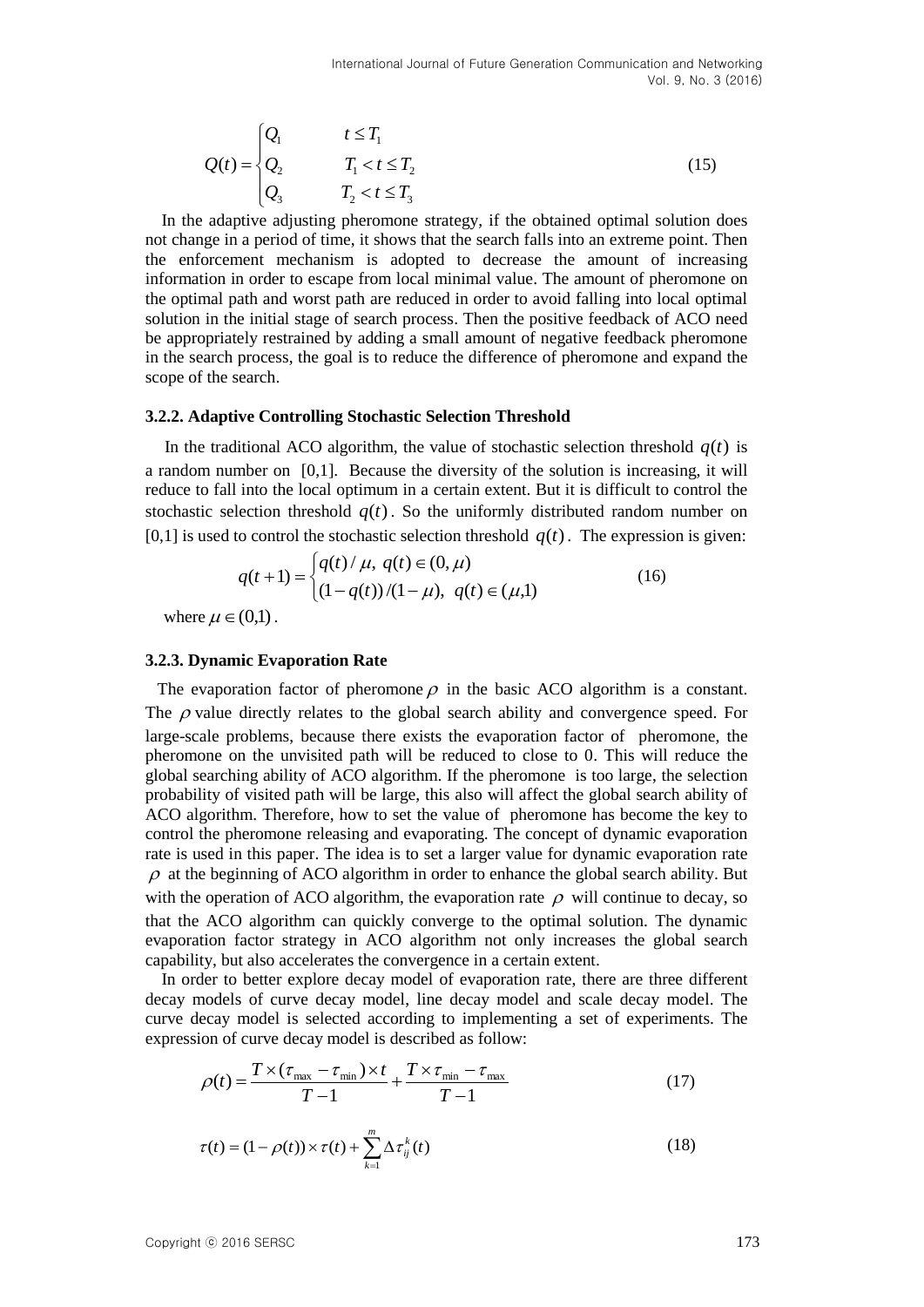$$Q(t)=\begin{cases} Q_1 & t \le T_1 \\ Q_2 & T_1 < t \le T_2 \\ Q_3 & T_2 < t \le T_3 \end{cases} \tag{15}$$

In the adaptive adjusting pheromone strategy, if the obtained optimal solution does not change in a period of time, it shows that the search falls into an extreme point. Then the enforcement mechanism is adopted to decrease the amount of increasing information in order to escape from local minimal value. The amount of pheromone on the optimal path and worst path are reduced in order to avoid falling into local optimal solution in the initial stage of search process. Then the positive feedback of ACO need be appropriately restrained by adding a small amount of negative feedback pheromone in the search process, the goal is to reduce the difference of pheromone and expand the scope of the search.

### 3.2.2. Adaptive Controlling Stochastic Selection Threshold

In the traditional ACO algorithm, the value of stochastic selection threshold $q(t)$ is a random number on [0,1]. Because the diversity of the solution is increasing, it will reduce to fall into the local optimum in a certain extent. But it is difficult to control the stochastic selection threshold $q(t)$. So the uniformly distributed random number on [0,1] is used to control the stochastic selection threshold $q(t)$. The expression is given:

$$q(t+1)=\begin{cases} q(t)/\mu, \ q(t)\in(0,\mu) \\ (1-q(t))/(1-\mu), \ \ q(t)\in(\mu,1) \end{cases} \tag{16}$$

where $\mu \in (0,1)$.

### 3.2.3. Dynamic Evaporation Rate

The evaporation factor of pheromone $\rho$ in the basic ACO algorithm is a constant. The $\rho$ value directly relates to the global search ability and convergence speed. For large-scale problems, because there exists the evaporation factor of pheromone, the pheromone on the unvisited path will be reduced to close to 0. This will reduce the global searching ability of ACO algorithm. If the pheromone is too large, the selection probability of visited path will be large, this also will affect the global search ability of ACO algorithm. Therefore, how to set the value of pheromone has become the key to control the pheromone releasing and evaporating. The concept of dynamic evaporation rate is used in this paper. The idea is to set a larger value for dynamic evaporation rate $\rho$ at the beginning of ACO algorithm in order to enhance the global search ability. But with the operation of ACO algorithm, the evaporation rate $\rho$ will continue to decay, so that the ACO algorithm can quickly converge to the optimal solution. The dynamic evaporation factor strategy in ACO algorithm not only increases the global search capability, but also accelerates the convergence in a certain extent.

In order to better explore decay model of evaporation rate, there are three different decay models of curve decay model, line decay model and scale decay model. The curve decay model is selected according to implementing a set of experiments. The expression of curve decay model is described as follow:

$$\rho(t)=\frac{T\times(\tau_{\max}-\tau_{\min})\times t}{T-1}+\frac{T\times\tau_{\min}-\tau_{\max}}{T-1} \tag{17}$$

$$\tau(t)=(1-\rho(t))\times\tau(t)+\sum_{k=1}^{m}\Delta\tau_{ij}^{k}(t) \tag{18}$$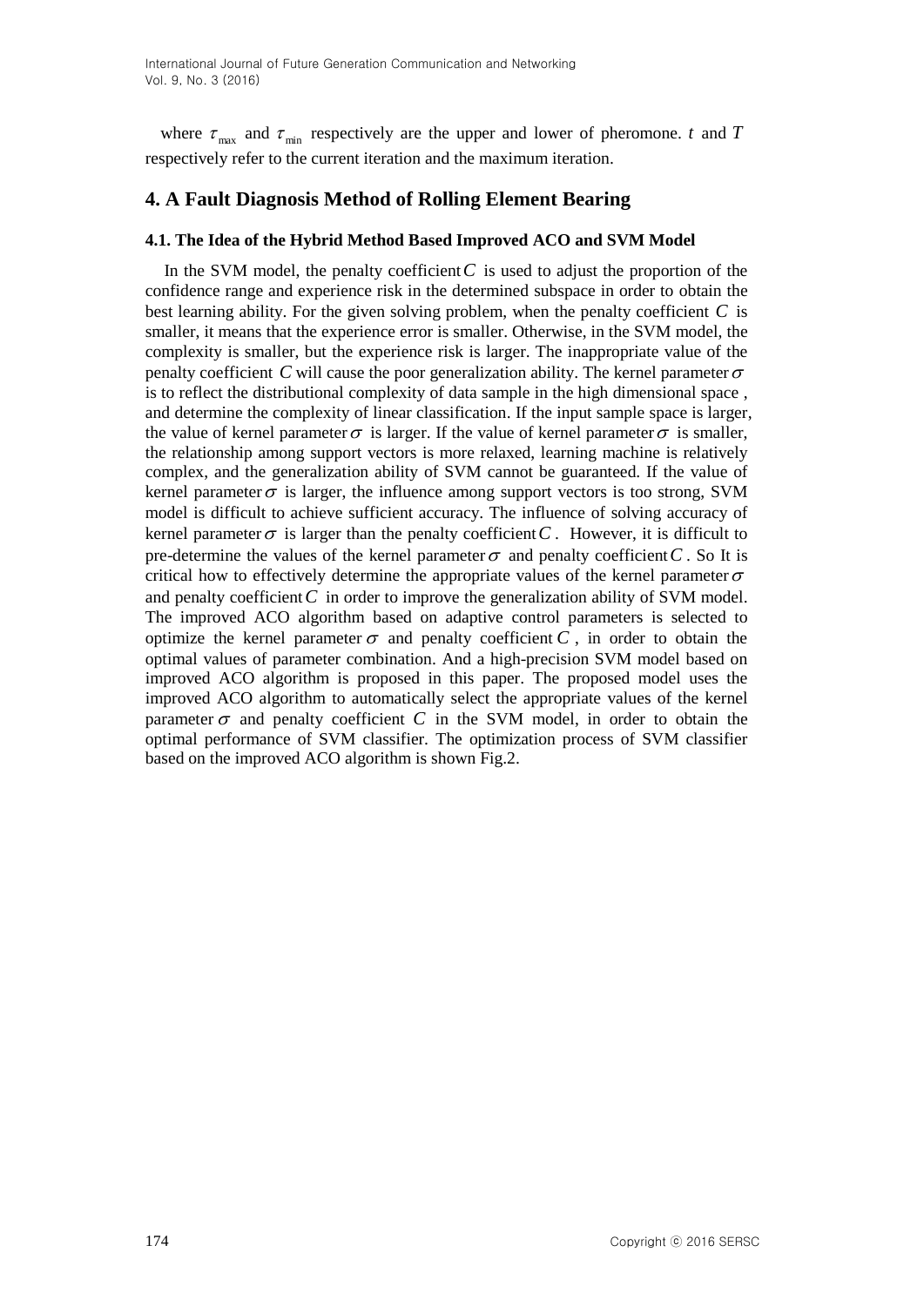where $\tau_{max}$ and $\tau_{min}$ respectively are the upper and lower of pheromone. $t$ and $T$ respectively refer to the current iteration and the maximum iteration.

## 4. A Fault Diagnosis Method of Rolling Element Bearing

### 4.1. The Idea of the Hybrid Method Based Improved ACO and SVM Model

In the SVM model, the penalty coefficient $C$ is used to adjust the proportion of the confidence range and experience risk in the determined subspace in order to obtain the best learning ability. For the given solving problem, when the penalty coefficient $C$ is smaller, it means that the experience error is smaller. Otherwise, in the SVM model, the complexity is smaller, but the experience risk is larger. The inappropriate value of the penalty coefficient $C$ will cause the poor generalization ability. The kernel parameter $\sigma$ is to reflect the distributional complexity of data sample in the high dimensional space , and determine the complexity of linear classification. If the input sample space is larger, the value of kernel parameter $\sigma$ is larger. If the value of kernel parameter $\sigma$ is smaller, the relationship among support vectors is more relaxed, learning machine is relatively complex, and the generalization ability of SVM cannot be guaranteed. If the value of kernel parameter $\sigma$ is larger, the influence among support vectors is too strong, SVM model is difficult to achieve sufficient accuracy. The influence of solving accuracy of kernel parameter $\sigma$ is larger than the penalty coefficient $C$. However, it is difficult to pre-determine the values of the kernel parameter $\sigma$ and penalty coefficient $C$. So It is critical how to effectively determine the appropriate values of the kernel parameter $\sigma$ and penalty coefficient $C$ in order to improve the generalization ability of SVM model. The improved ACO algorithm based on adaptive control parameters is selected to optimize the kernel parameter $\sigma$ and penalty coefficient $C$, in order to obtain the optimal values of parameter combination. And a high-precision SVM model based on improved ACO algorithm is proposed in this paper. The proposed model uses the improved ACO algorithm to automatically select the appropriate values of the kernel parameter $\sigma$ and penalty coefficient $C$ in the SVM model, in order to obtain the optimal performance of SVM classifier. The optimization process of SVM classifier based on the improved ACO algorithm is shown Fig.2.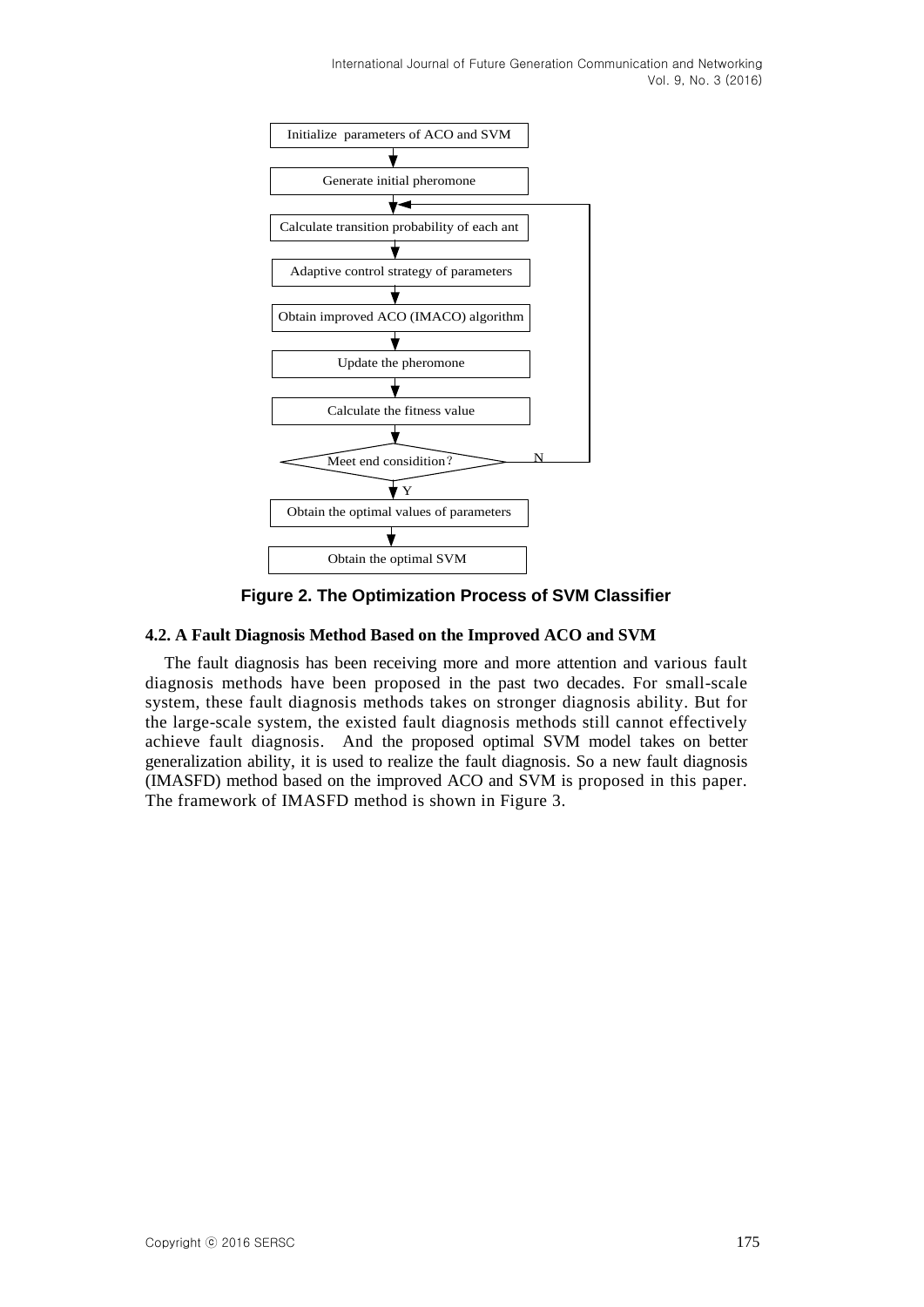**Figure 2. The Optimization Process of SVM Classifier**

### 4.2. A Fault Diagnosis Method Based on the Improved ACO and SVM

The fault diagnosis has been receiving more and more attention and various fault diagnosis methods have been proposed in the past two decades. For small-scale system, these fault diagnosis methods takes on stronger diagnosis ability. But for the large-scale system, the existed fault diagnosis methods still cannot effectively achieve fault diagnosis. And the proposed optimal SVM model takes on better generalization ability, it is used to realize the fault diagnosis. So a new fault diagnosis (IMASFD) method based on the improved ACO and SVM is proposed in this paper. The framework of IMASFD method is shown in Figure 3.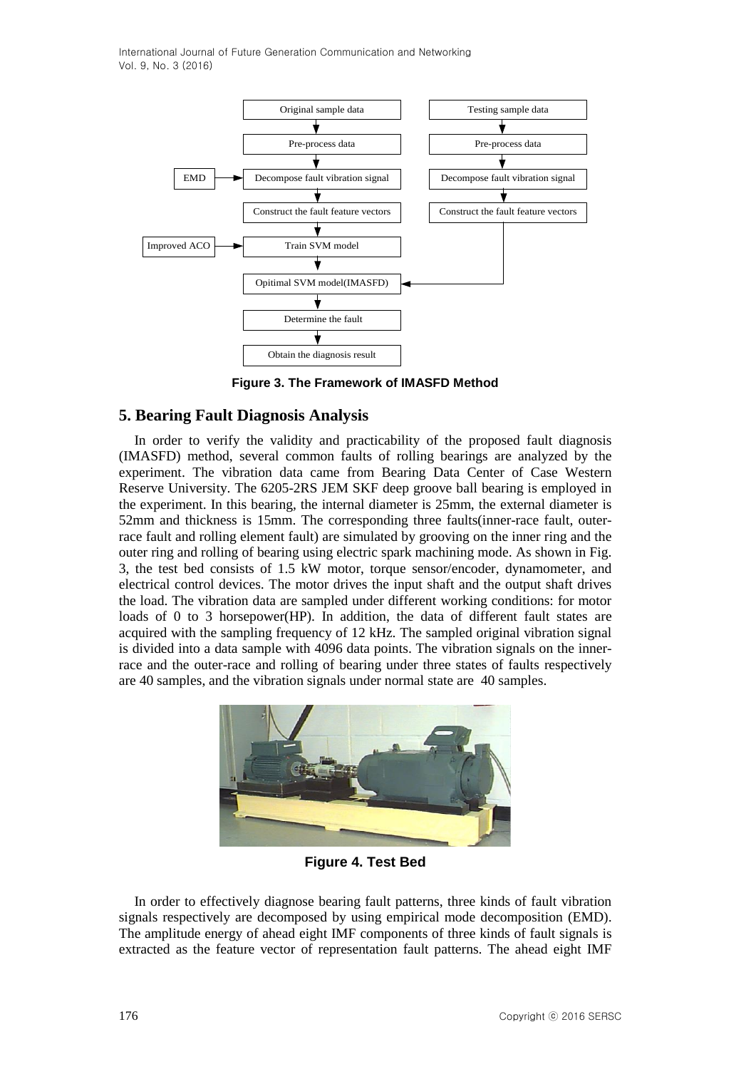Figure 3. The Framework of IMASFD Method

## 5. Bearing Fault Diagnosis Analysis

In order to verify the validity and practicability of the proposed fault diagnosis (IMASFD) method, several common faults of rolling bearings are analyzed by the experiment. The vibration data came from Bearing Data Center of Case Western Reserve University. The 6205-2RS JEM SKF deep groove ball bearing is employed in the experiment. In this bearing, the internal diameter is 25mm, the external diameter is 52mm and thickness is 15mm. The corresponding three faults(inner-race fault, outer-race fault and rolling element fault) are simulated by grooving on the inner ring and the outer ring and rolling of bearing using electric spark machining mode. As shown in Fig. 3, the test bed consists of 1.5 kW motor, torque sensor/encoder, dynamometer, and electrical control devices. The motor drives the input shaft and the output shaft drives the load. The vibration data are sampled under different working conditions: for motor loads of 0 to 3 horsepower(HP). In addition, the data of different fault states are acquired with the sampling frequency of 12 kHz. The sampled original vibration signal is divided into a data sample with 4096 data points. The vibration signals on the inner-race and the outer-race and rolling of bearing under three states of faults respectively are 40 samples, and the vibration signals under normal state are 40 samples.

Figure 4. Test Bed

In order to effectively diagnose bearing fault patterns, three kinds of fault vibration signals respectively are decomposed by using empirical mode decomposition (EMD). The amplitude energy of ahead eight IMF components of three kinds of fault signals is extracted as the feature vector of representation fault patterns. The ahead eight IMF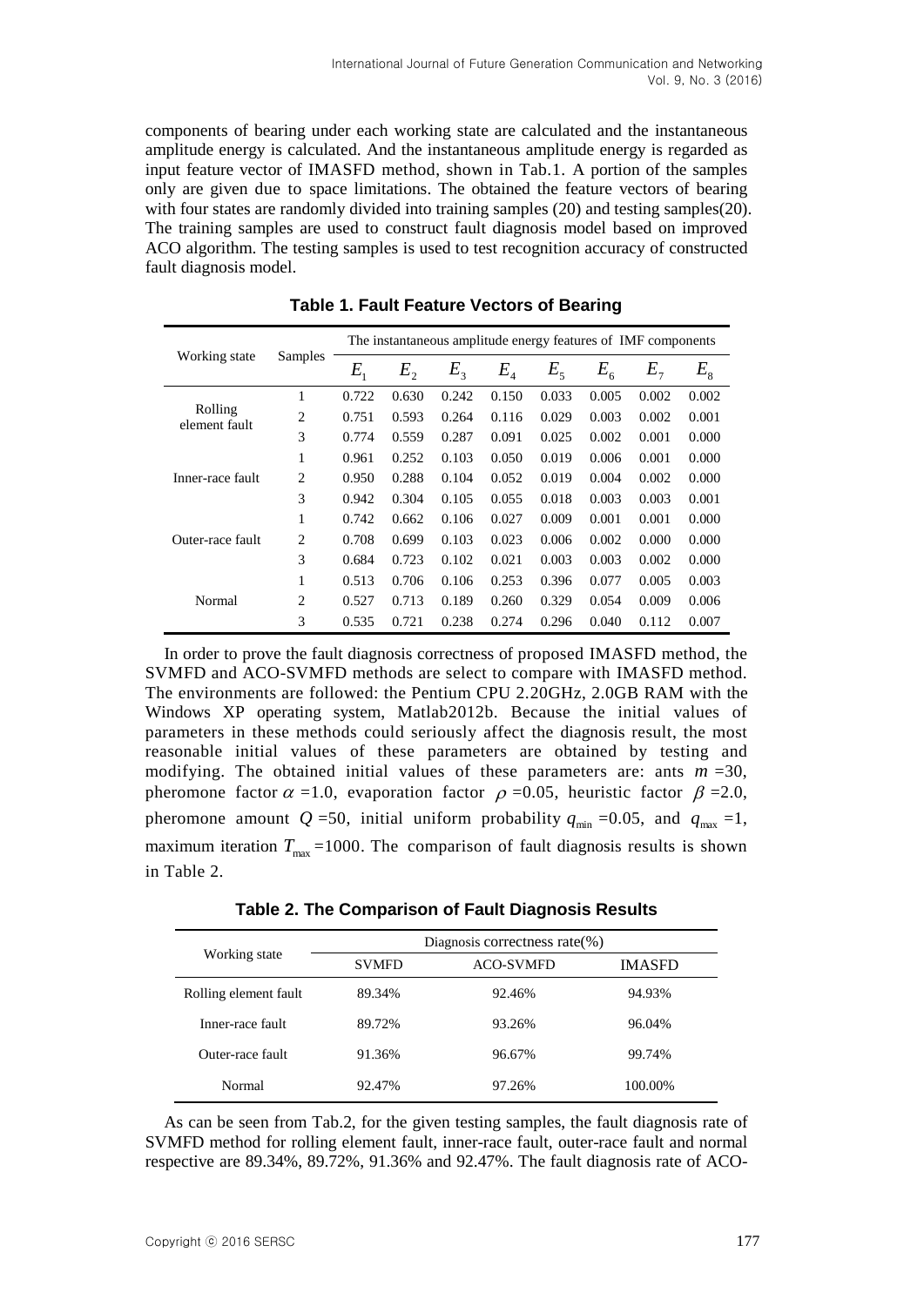components of bearing under each working state are calculated and the instantaneous amplitude energy is calculated. And the instantaneous amplitude energy is regarded as input feature vector of IMASFD method, shown in Tab.1. A portion of the samples only are given due to space limitations. The obtained the feature vectors of bearing with four states are randomly divided into training samples (20) and testing samples(20). The training samples are used to construct fault diagnosis model based on improved ACO algorithm. The testing samples is used to test recognition accuracy of constructed fault diagnosis model.

**Table 1. Fault Feature Vectors of Bearing**

| Working state | Samples | The instantaneous amplitude energy features of IMF components | | | | | | | |
|---|---|---|---|---|---|---|---|---|---|
| | | $E_1$ | $E_2$ | $E_3$ | $E_4$ | $E_5$ | $E_6$ | $E_7$ | $E_8$ |
| Rolling element fault | 1 | 0.722 | 0.630 | 0.242 | 0.150 | 0.033 | 0.005 | 0.002 | 0.002 |
| | 2 | 0.751 | 0.593 | 0.264 | 0.116 | 0.029 | 0.003 | 0.002 | 0.001 |
| | 3 | 0.774 | 0.559 | 0.287 | 0.091 | 0.025 | 0.002 | 0.001 | 0.000 |
| Inner-race fault | 1 | 0.961 | 0.252 | 0.103 | 0.050 | 0.019 | 0.006 | 0.001 | 0.000 |
| | 2 | 0.950 | 0.288 | 0.104 | 0.052 | 0.019 | 0.004 | 0.002 | 0.000 |
| | 3 | 0.942 | 0.304 | 0.105 | 0.055 | 0.018 | 0.003 | 0.003 | 0.001 |
| Outer-race fault | 1 | 0.742 | 0.662 | 0.106 | 0.027 | 0.009 | 0.001 | 0.001 | 0.000 |
| | 2 | 0.708 | 0.699 | 0.103 | 0.023 | 0.006 | 0.002 | 0.000 | 0.000 |
| | 3 | 0.684 | 0.723 | 0.102 | 0.021 | 0.003 | 0.003 | 0.002 | 0.000 |
| Normal | 1 | 0.513 | 0.706 | 0.106 | 0.253 | 0.396 | 0.077 | 0.005 | 0.003 |
| | 2 | 0.527 | 0.713 | 0.189 | 0.260 | 0.329 | 0.054 | 0.009 | 0.006 |
| | 3 | 0.535 | 0.721 | 0.238 | 0.274 | 0.296 | 0.040 | 0.112 | 0.007 |

In order to prove the fault diagnosis correctness of proposed IMASFD method, the SVMFD and ACO-SVMFD methods are select to compare with IMASFD method. The environments are followed: the Pentium CPU 2.20GHz, 2.0GB RAM with the Windows XP operating system, Matlab2012b. Because the initial values of parameters in these methods could seriously affect the diagnosis result, the most reasonable initial values of these parameters are obtained by testing and modifying. The obtained initial values of these parameters are: ants $m$ =30, pheromone factor $\alpha$ =1.0, evaporation factor $\rho$ =0.05, heuristic factor $\beta$ =2.0, pheromone amount $Q$ =50, initial uniform probability $q_{\min}$ =0.05, and $q_{\max}$ =1, maximum iteration $T_{\max}$ =1000. The comparison of fault diagnosis results is shown in Table 2.

**Table 2. The Comparison of Fault Diagnosis Results**

| Working state | Diagnosis correctness rate(%) | | |
|---|---|---|---|
| | SVMFD | ACO-SVMFD | IMASFD |
| Rolling element fault | 89.34% | 92.46% | 94.93% |
| Inner-race fault | 89.72% | 93.26% | 96.04% |
| Outer-race fault | 91.36% | 96.67% | 99.74% |
| Normal | 92.47% | 97.26% | 100.00% |

As can be seen from Tab.2, for the given testing samples, the fault diagnosis rate of SVMFD method for rolling element fault, inner-race fault, outer-race fault and normal respective are 89.34%, 89.72%, 91.36% and 92.47%. The fault diagnosis rate of ACO-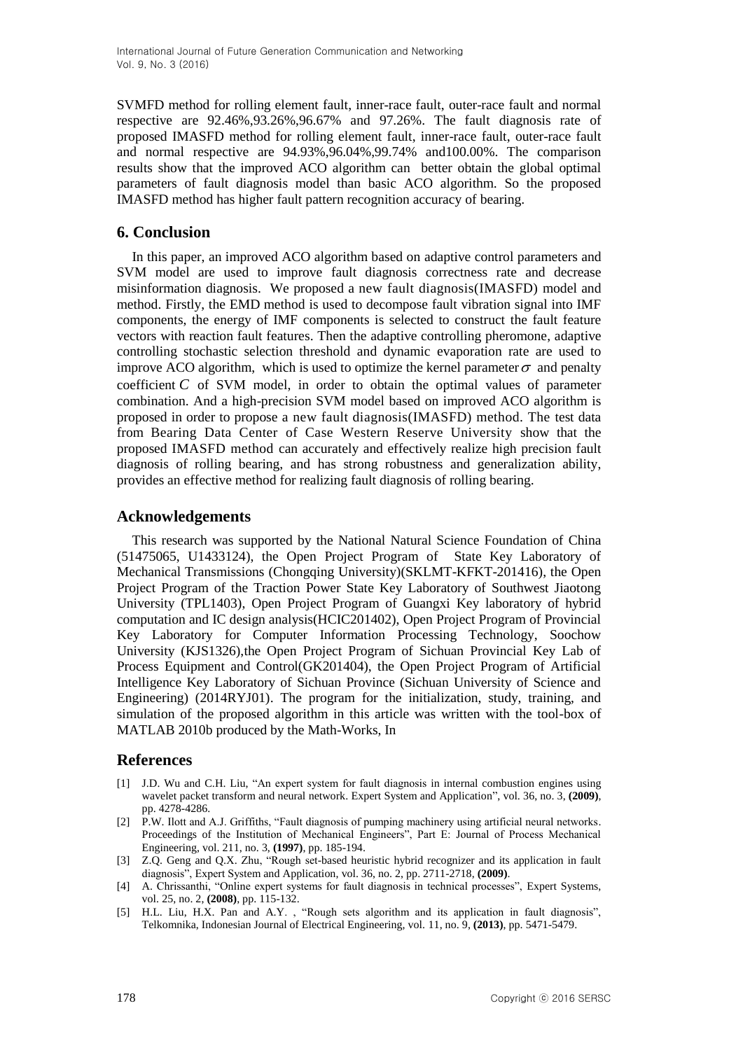SVMFD method for rolling element fault, inner-race fault, outer-race fault and normal respective are 92.46%,93.26%,96.67% and 97.26%. The fault diagnosis rate of proposed IMASFD method for rolling element fault, inner-race fault, outer-race fault and normal respective are 94.93%,96.04%,99.74% and100.00%. The comparison results show that the improved ACO algorithm can better obtain the global optimal parameters of fault diagnosis model than basic ACO algorithm. So the proposed IMASFD method has higher fault pattern recognition accuracy of bearing.

## 6. Conclusion

In this paper, an improved ACO algorithm based on adaptive control parameters and SVM model are used to improve fault diagnosis correctness rate and decrease misinformation diagnosis. We proposed a new fault diagnosis(IMASFD) model and method. Firstly, the EMD method is used to decompose fault vibration signal into IMF components, the energy of IMF components is selected to construct the fault feature vectors with reaction fault features. Then the adaptive controlling pheromone, adaptive controlling stochastic selection threshold and dynamic evaporation rate are used to improve ACO algorithm, which is used to optimize the kernel parameter $\sigma$ and penalty coefficient $C$ of SVM model, in order to obtain the optimal values of parameter combination. And a high-precision SVM model based on improved ACO algorithm is proposed in order to propose a new fault diagnosis(IMASFD) method. The test data from Bearing Data Center of Case Western Reserve University show that the proposed IMASFD method can accurately and effectively realize high precision fault diagnosis of rolling bearing, and has strong robustness and generalization ability, provides an effective method for realizing fault diagnosis of rolling bearing.

## Acknowledgements

This research was supported by the National Natural Science Foundation of China (51475065, U1433124), the Open Project Program of State Key Laboratory of Mechanical Transmissions (Chongqing University)(SKLMT-KFKT-201416), the Open Project Program of the Traction Power State Key Laboratory of Southwest Jiaotong University (TPL1403), Open Project Program of Guangxi Key laboratory of hybrid computation and IC design analysis(HCIC201402), Open Project Program of Provincial Key Laboratory for Computer Information Processing Technology, Soochow University (KJS1326),the Open Project Program of Sichuan Provincial Key Lab of Process Equipment and Control(GK201404), the Open Project Program of Artificial Intelligence Key Laboratory of Sichuan Province (Sichuan University of Science and Engineering) (2014RYJ01). The program for the initialization, study, training, and simulation of the proposed algorithm in this article was written with the tool-box of MATLAB 2010b produced by the Math-Works, In

## References

[1] J.D. Wu and C.H. Liu, "An expert system for fault diagnosis in internal combustion engines using wavelet packet transform and neural network. Expert System and Application", vol. 36, no. 3, **(2009)**, pp. 4278-4286.

[2] P.W. Ilott and A.J. Griffiths, "Fault diagnosis of pumping machinery using artificial neural networks. Proceedings of the Institution of Mechanical Engineers", Part E: Journal of Process Mechanical Engineering, vol. 211, no. 3, **(1997)**, pp. 185-194.

[3] Z.Q. Geng and Q.X. Zhu, "Rough set-based heuristic hybrid recognizer and its application in fault diagnosis", Expert System and Application, vol. 36, no. 2, pp. 2711-2718, **(2009)**.

[4] A. Chrissanthi, "Online expert systems for fault diagnosis in technical processes", Expert Systems, vol. 25, no. 2, **(2008)**, pp. 115-132.

[5] H.L. Liu, H.X. Pan and A.Y. , "Rough sets algorithm and its application in fault diagnosis", Telkomnika, Indonesian Journal of Electrical Engineering, vol. 11, no. 9, **(2013)**, pp. 5471-5479.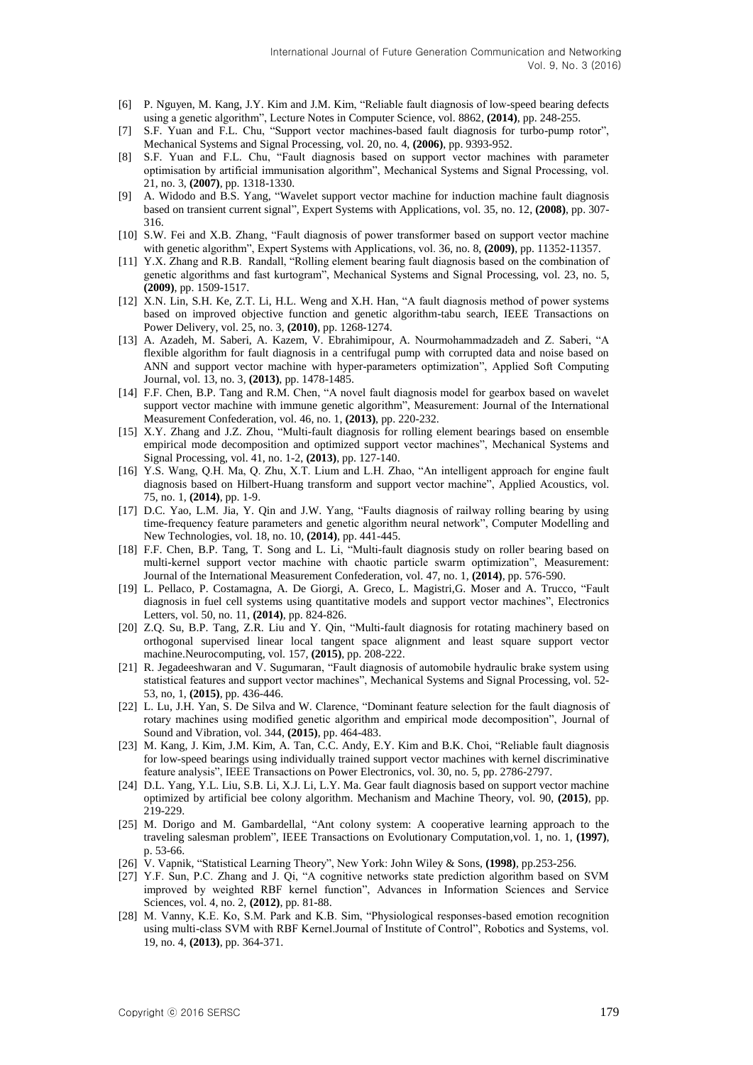[6] P. Nguyen, M. Kang, J.Y. Kim and J.M. Kim, "Reliable fault diagnosis of low-speed bearing defects using a genetic algorithm", Lecture Notes in Computer Science, vol. 8862, **(2014)**, pp. 248-255.

[7] S.F. Yuan and F.L. Chu, "Support vector machines-based fault diagnosis for turbo-pump rotor", Mechanical Systems and Signal Processing, vol. 20, no. 4, **(2006)**, pp. 9393-952.

[8] S.F. Yuan and F.L. Chu, "Fault diagnosis based on support vector machines with parameter optimisation by artificial immunisation algorithm", Mechanical Systems and Signal Processing, vol. 21, no. 3, **(2007)**, pp. 1318-1330.

[9] A. Widodo and B.S. Yang, "Wavelet support vector machine for induction machine fault diagnosis based on transient current signal", Expert Systems with Applications, vol. 35, no. 12, **(2008)**, pp. 307-316.

[10] S.W. Fei and X.B. Zhang, "Fault diagnosis of power transformer based on support vector machine with genetic algorithm", Expert Systems with Applications, vol. 36, no. 8, **(2009)**, pp. 11352-11357.

[11] Y.X. Zhang and R.B. Randall, "Rolling element bearing fault diagnosis based on the combination of genetic algorithms and fast kurtogram", Mechanical Systems and Signal Processing, vol. 23, no. 5, **(2009)**, pp. 1509-1517.

[12] X.N. Lin, S.H. Ke, Z.T. Li, H.L. Weng and X.H. Han, "A fault diagnosis method of power systems based on improved objective function and genetic algorithm-tabu search, IEEE Transactions on Power Delivery, vol. 25, no. 3, **(2010)**, pp. 1268-1274.

[13] A. Azadeh, M. Saberi, A. Kazem, V. Ebrahimipour, A. Nourmohammadzadeh and Z. Saberi, "A flexible algorithm for fault diagnosis in a centrifugal pump with corrupted data and noise based on ANN and support vector machine with hyper-parameters optimization", Applied Soft Computing Journal, vol. 13, no. 3, **(2013)**, pp. 1478-1485.

[14] F.F. Chen, B.P. Tang and R.M. Chen, "A novel fault diagnosis model for gearbox based on wavelet support vector machine with immune genetic algorithm", Measurement: Journal of the International Measurement Confederation, vol. 46, no. 1, **(2013)**, pp. 220-232.

[15] X.Y. Zhang and J.Z. Zhou, "Multi-fault diagnosis for rolling element bearings based on ensemble empirical mode decomposition and optimized support vector machines", Mechanical Systems and Signal Processing, vol. 41, no. 1-2, **(2013)**, pp. 127-140.

[16] Y.S. Wang, Q.H. Ma, Q. Zhu, X.T. Lium and L.H. Zhao, "An intelligent approach for engine fault diagnosis based on Hilbert-Huang transform and support vector machine", Applied Acoustics, vol. 75, no. 1, **(2014)**, pp. 1-9.

[17] D.C. Yao, L.M. Jia, Y. Qin and J.W. Yang, "Faults diagnosis of railway rolling bearing by using time-frequency feature parameters and genetic algorithm neural network", Computer Modelling and New Technologies, vol. 18, no. 10, **(2014)**, pp. 441-445.

[18] F.F. Chen, B.P. Tang, T. Song and L. Li, "Multi-fault diagnosis study on roller bearing based on multi-kernel support vector machine with chaotic particle swarm optimization", Measurement: Journal of the International Measurement Confederation, vol. 47, no. 1, **(2014)**, pp. 576-590.

[19] L. Pellaco, P. Costamagna, A. De Giorgi, A. Greco, L. Magistri,G. Moser and A. Trucco, "Fault diagnosis in fuel cell systems using quantitative models and support vector machines", Electronics Letters, vol. 50, no. 11, **(2014)**, pp. 824-826.

[20] Z.Q. Su, B.P. Tang, Z.R. Liu and Y. Qin, "Multi-fault diagnosis for rotating machinery based on orthogonal supervised linear local tangent space alignment and least square support vector machine.Neurocomputing, vol. 157, **(2015)**, pp. 208-222.

[21] R. Jegadeeshwaran and V. Sugumaran, "Fault diagnosis of automobile hydraulic brake system using statistical features and support vector machines", Mechanical Systems and Signal Processing, vol. 52-53, no, 1, **(2015)**, pp. 436-446.

[22] L. Lu, J.H. Yan, S. De Silva and W. Clarence, "Dominant feature selection for the fault diagnosis of rotary machines using modified genetic algorithm and empirical mode decomposition", Journal of Sound and Vibration, vol. 344, **(2015)**, pp. 464-483.

[23] M. Kang, J. Kim, J.M. Kim, A. Tan, C.C. Andy, E.Y. Kim and B.K. Choi, "Reliable fault diagnosis for low-speed bearings using individually trained support vector machines with kernel discriminative feature analysis", IEEE Transactions on Power Electronics, vol. 30, no. 5, pp. 2786-2797.

[24] D.L. Yang, Y.L. Liu, S.B. Li, X.J. Li, L.Y. Ma. Gear fault diagnosis based on support vector machine optimized by artificial bee colony algorithm. Mechanism and Machine Theory, vol. 90, **(2015)**, pp. 219-229.

[25] M. Dorigo and M. Gambardellal, "Ant colony system: A cooperative learning approach to the traveling salesman problem", IEEE Transactions on Evolutionary Computation,vol. 1, no. 1, **(1997)**, p. 53-66.

[26] V. Vapnik, "Statistical Learning Theory", New York: John Wiley & Sons, **(1998)**, pp.253-256.

[27] Y.F. Sun, P.C. Zhang and J. Qi, "A cognitive networks state prediction algorithm based on SVM improved by weighted RBF kernel function", Advances in Information Sciences and Service Sciences, vol. 4, no. 2, **(2012)**, pp. 81-88.

[28] M. Vanny, K.E. Ko, S.M. Park and K.B. Sim, "Physiological responses-based emotion recognition using multi-class SVM with RBF Kernel.Journal of Institute of Control", Robotics and Systems, vol. 19, no. 4, **(2013)**, pp. 364-371.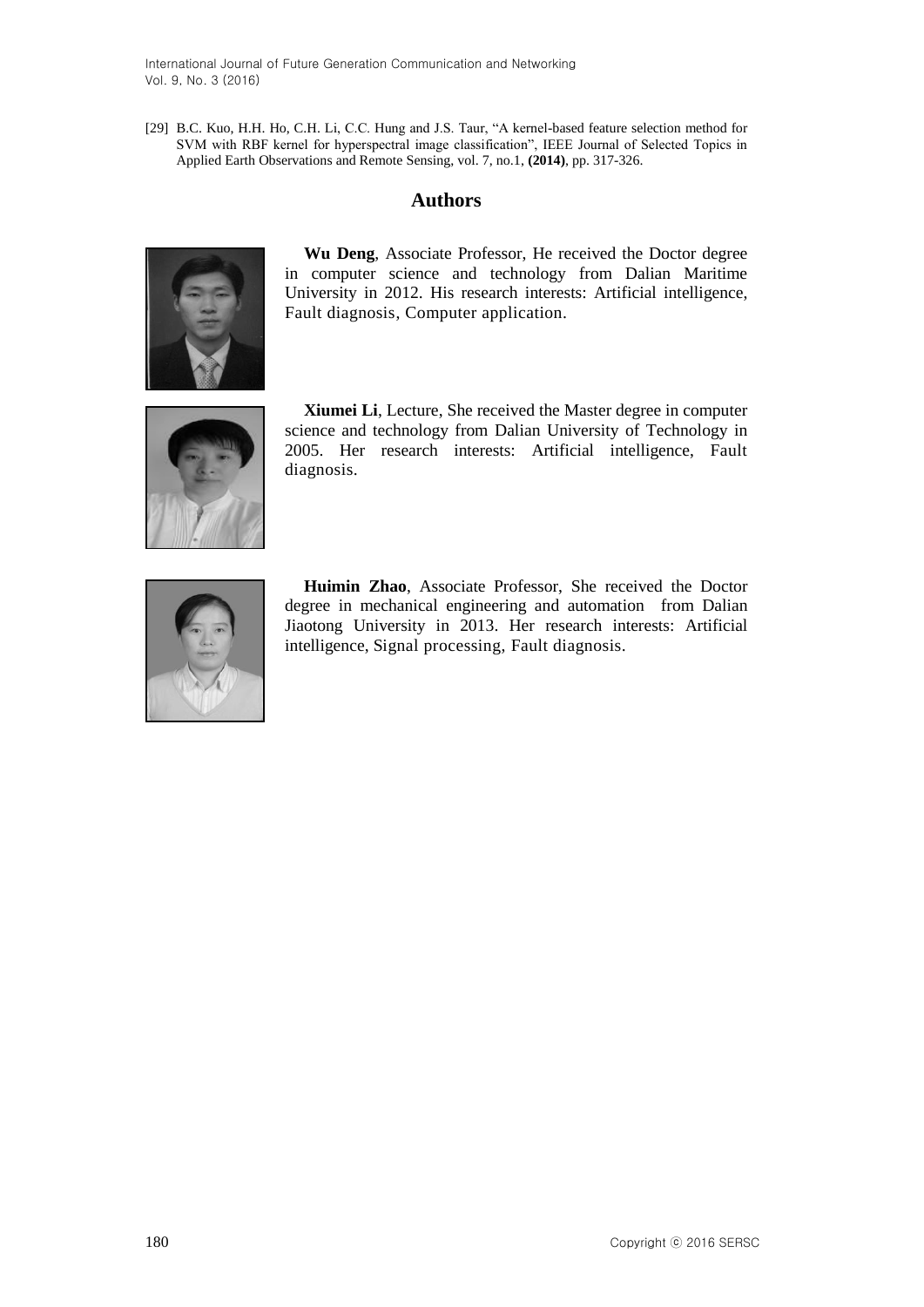[29] B.C. Kuo, H.H. Ho, C.H. Li, C.C. Hung and J.S. Taur, "A kernel-based feature selection method for SVM with RBF kernel for hyperspectral image classification", IEEE Journal of Selected Topics in Applied Earth Observations and Remote Sensing, vol. 7, no.1, **(2014)**, pp. 317-326.

## Authors

**Wu Deng**, Associate Professor, He received the Doctor degree in computer science and technology from Dalian Maritime University in 2012. His research interests: Artificial intelligence, Fault diagnosis, Computer application.

**Xiumei Li**, Lecture, She received the Master degree in computer science and technology from Dalian University of Technology in 2005. Her research interests: Artificial intelligence, Fault diagnosis.

**Huimin Zhao**, Associate Professor, She received the Doctor degree in mechanical engineering and automation from Dalian Jiaotong University in 2013. Her research interests: Artificial intelligence, Signal processing, Fault diagnosis.